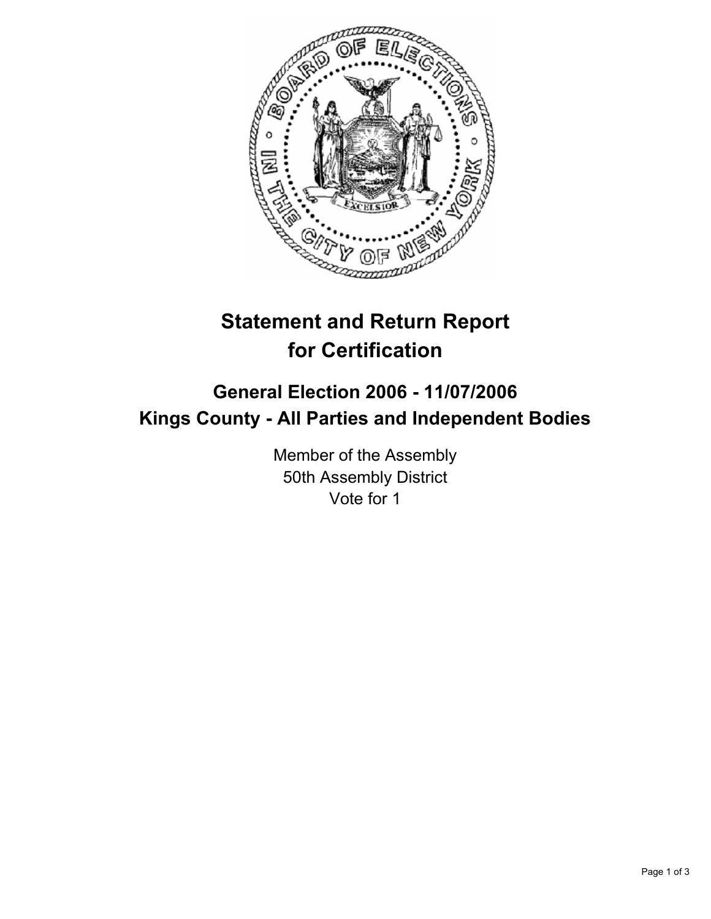# Statement and Return Report for Certification

## General Election 2006 - 11/07/2006
## Kings County - All Parties and Independent Bodies

Member of the Assembly
50th Assembly District
Vote for 1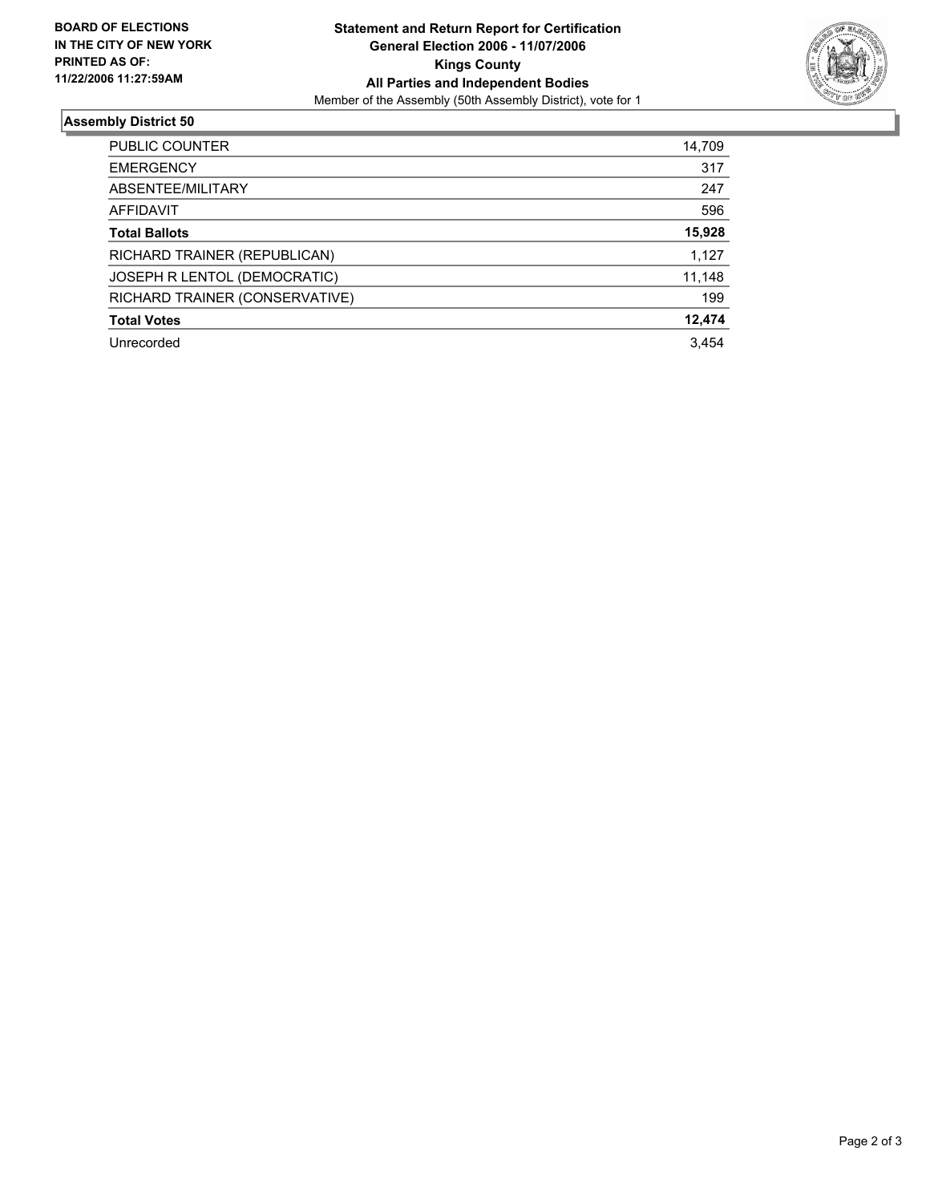**BOARD OF ELECTIONS IN THE CITY OF NEW YORK PRINTED AS OF: 11/22/2006 11:27:59AM**

**Statement and Return Report for Certification**
**General Election 2006 - 11/07/2006**
**Kings County**
**All Parties and Independent Bodies**
Member of the Assembly (50th Assembly District), vote for 1

## Assembly District 50

| | |
|---|---|
| PUBLIC COUNTER | 14,709 |
| EMERGENCY | 317 |
| ABSENTEE/MILITARY | 247 |
| AFFIDAVIT | 596 |
| **Total Ballots** | **15,928** |
| RICHARD TRAINER (REPUBLICAN) | 1,127 |
| JOSEPH R LENTOL (DEMOCRATIC) | 11,148 |
| RICHARD TRAINER (CONSERVATIVE) | 199 |
| **Total Votes** | **12,474** |
| Unrecorded | 3,454 |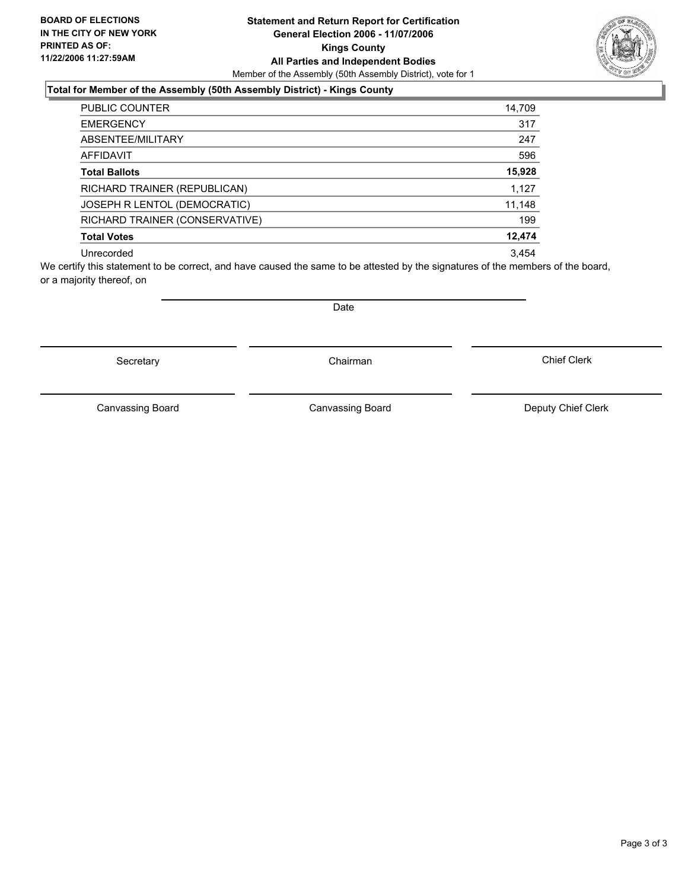**BOARD OF ELECTIONS IN THE CITY OF NEW YORK PRINTED AS OF: 11/22/2006 11:27:59AM**

**Statement and Return Report for Certification**
**General Election 2006 - 11/07/2006**
**Kings County**
**All Parties and Independent Bodies**
Member of the Assembly (50th Assembly District), vote for 1

**Total for Member of the Assembly (50th Assembly District) - Kings County**

| | |
|---|---|
| PUBLIC COUNTER | 14,709 |
| EMERGENCY | 317 |
| ABSENTEE/MILITARY | 247 |
| AFFIDAVIT | 596 |
| **Total Ballots** | **15,928** |
| RICHARD TRAINER (REPUBLICAN) | 1,127 |
| JOSEPH R LENTOL (DEMOCRATIC) | 11,148 |
| RICHARD TRAINER (CONSERVATIVE) | 199 |
| **Total Votes** | **12,474** |
| Unrecorded | 3,454 |

We certify this statement to be correct, and have caused the same to be attested by the signatures of the members of the board, or a majority thereof, on

Date

Secretary

Chairman

Chief Clerk

Canvassing Board

Canvassing Board

Deputy Chief Clerk